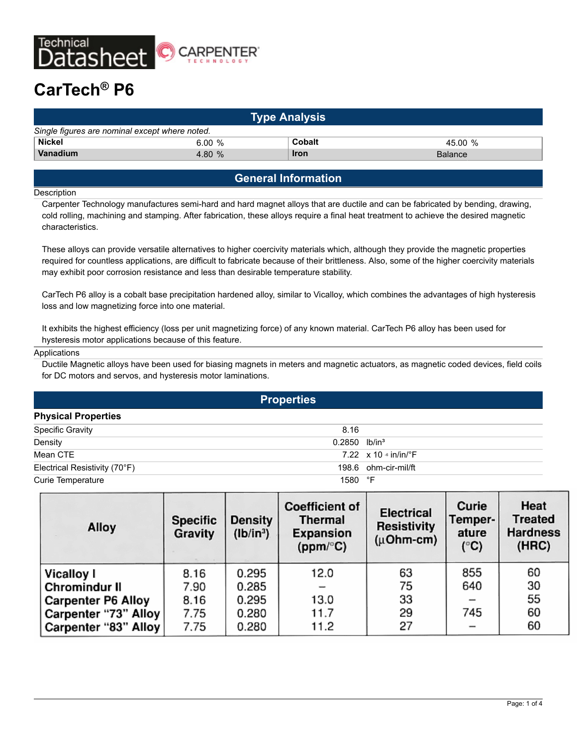# CarTech® P6

## Type Analysis

*Single figures are nominal except where noted.*

| | | | |
|---|---|---|---|
| **Nickel** | 6.00 % | **Cobalt** | 45.00 % |
| **Vanadium** | 4.80 % | **Iron** | Balance |

## General Information

### Description

Carpenter Technology manufactures semi-hard and hard magnet alloys that are ductile and can be fabricated by bending, drawing, cold rolling, machining and stamping. After fabrication, these alloys require a final heat treatment to achieve the desired magnetic characteristics.

These alloys can provide versatile alternatives to higher coercivity materials which, although they provide the magnetic properties required for countless applications, are difficult to fabricate because of their brittleness. Also, some of the higher coercivity materials may exhibit poor corrosion resistance and less than desirable temperature stability.

CarTech P6 alloy is a cobalt base precipitation hardened alloy, similar to Vicalloy, which combines the advantages of high hysteresis loss and low magnetizing force into one material.

It exhibits the highest efficiency (loss per unit magnetizing force) of any known material. CarTech P6 alloy has been used for hysteresis motor applications because of this feature.

### Applications

Ductile Magnetic alloys have been used for biasing magnets in meters and magnetic actuators, as magnetic coded devices, field coils for DC motors and servos, and hysteresis motor laminations.

## Properties

### Physical Properties

| | | |
|---|---|---|
| Specific Gravity | 8.16 | |
| Density | 0.2850 | lb/in³ |
| Mean CTE | 7.22 | x 10⁻⁶ in/in/°F |
| Electrical Resistivity (70°F) | 198.6 | ohm-cir-mil/ft |
| Curie Temperature | 1580 | °F |

| Alloy | Specific Gravity | Density (lb/in³) | Coefficient of Thermal Expansion (ppm/°C) | Electrical Resistivity (μOhm-cm) | Curie Temperature (°C) | Heat Treated Hardness (HRC) |
|---|---|---|---|---|---|---|
| Vicalloy I | 8.16 | 0.295 | 12.0 | 63 | 855 | 60 |
| Chromindur II | 7.90 | 0.285 | – | 75 | 640 | 30 |
| Carpenter P6 Alloy | 8.16 | 0.295 | 13.0 | 33 | – | 55 |
| Carpenter "73" Alloy | 7.75 | 0.280 | 11.7 | 29 | 745 | 60 |
| Carpenter "83" Alloy | 7.75 | 0.280 | 11.2 | 27 | – | 60 |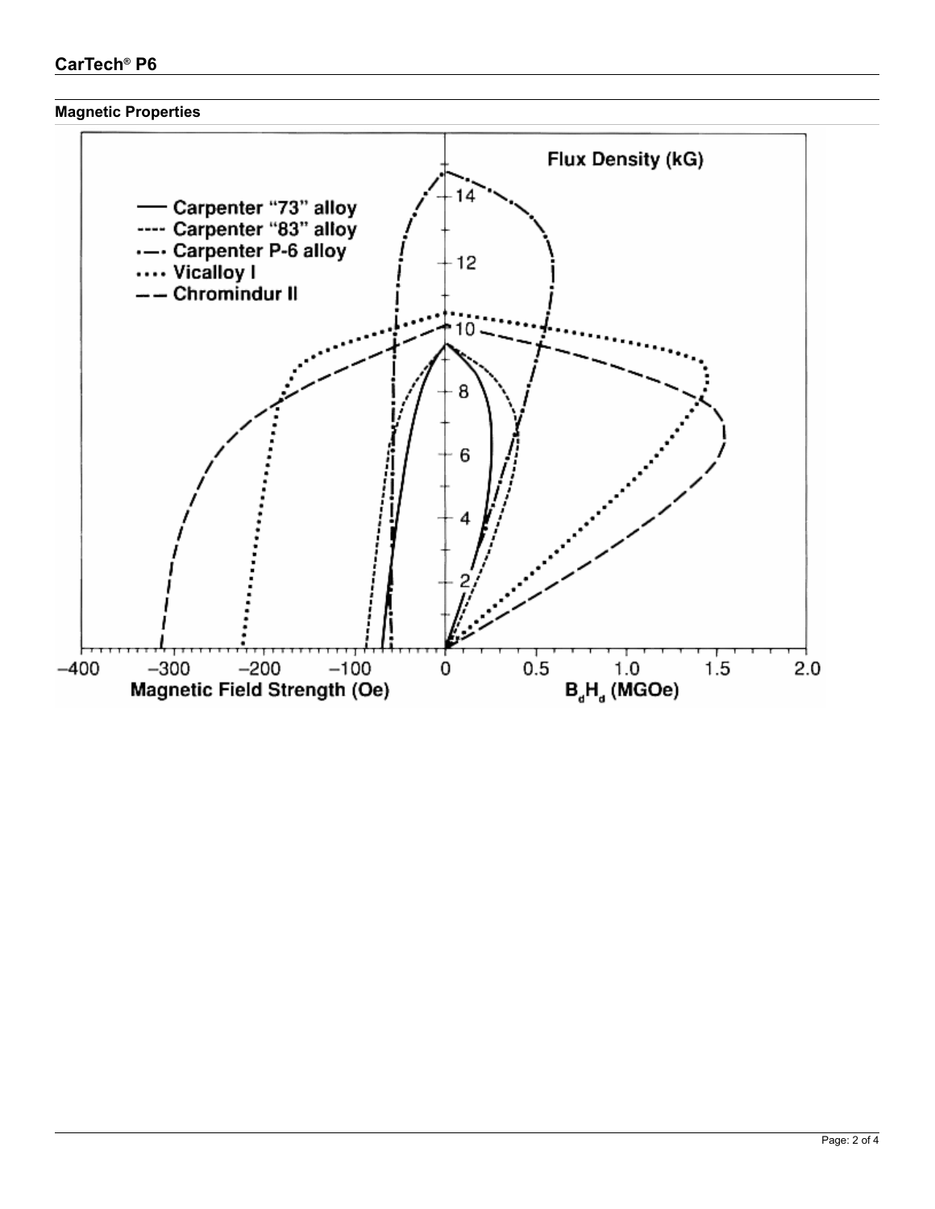## Magnetic Properties

Flux Density (kG)

— Carpenter "73" alloy
---- Carpenter "83" alloy
·—· Carpenter P-6 alloy
···· Vicalloy I
— — Chromindur II

Magnetic Field Strength (Oe)

$B_dH_d$ (MGOe)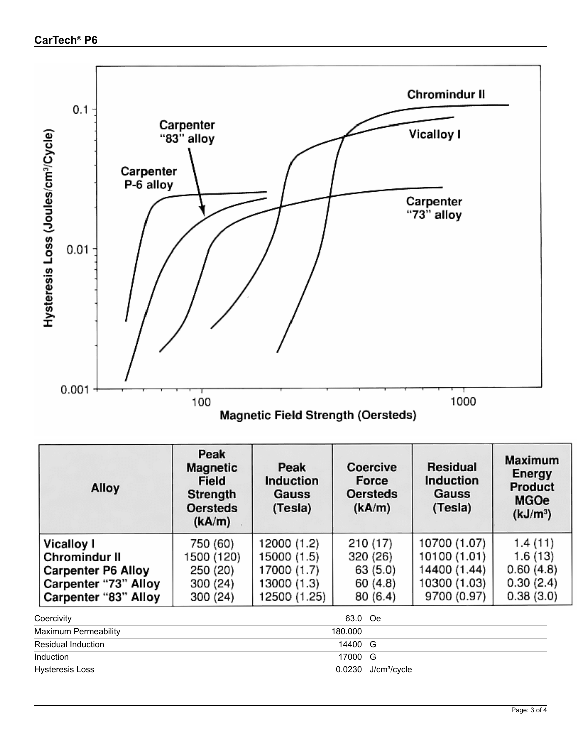| Alloy | Peak Magnetic Field Strength Oersteds (kA/m) | Peak Induction Gauss (Tesla) | Coercive Force Oersteds (kA/m) | Residual Induction Gauss (Tesla) | Maximum Energy Product MGOe (kJ/m³) |
|---|---|---|---|---|---|
| Vicalloy I | 750 (60) | 12000 (1.2) | 210 (17) | 10700 (1.07) | 1.4 (11) |
| Chromindur II | 1500 (120) | 15000 (1.5) | 320 (26) | 10100 (1.01) | 1.6 (13) |
| Carpenter P6 Alloy | 250 (20) | 17000 (1.7) | 63 (5.0) | 14400 (1.44) | 0.60 (4.8) |
| Carpenter "73" Alloy | 300 (24) | 13000 (1.3) | 60 (4.8) | 10300 (1.03) | 0.30 (2.4) |
| Carpenter "83" Alloy | 300 (24) | 12500 (1.25) | 80 (6.4) | 9700 (0.97) | 0.38 (3.0) |

| Property | Value |
|---|---|
| Coercivity | 63.0 Oe |
| Maximum Permeability | 180.000 |
| Residual Induction | 14400 G |
| Induction | 17000 G |
| Hysteresis Loss | 0.0230 J/cm³/cycle |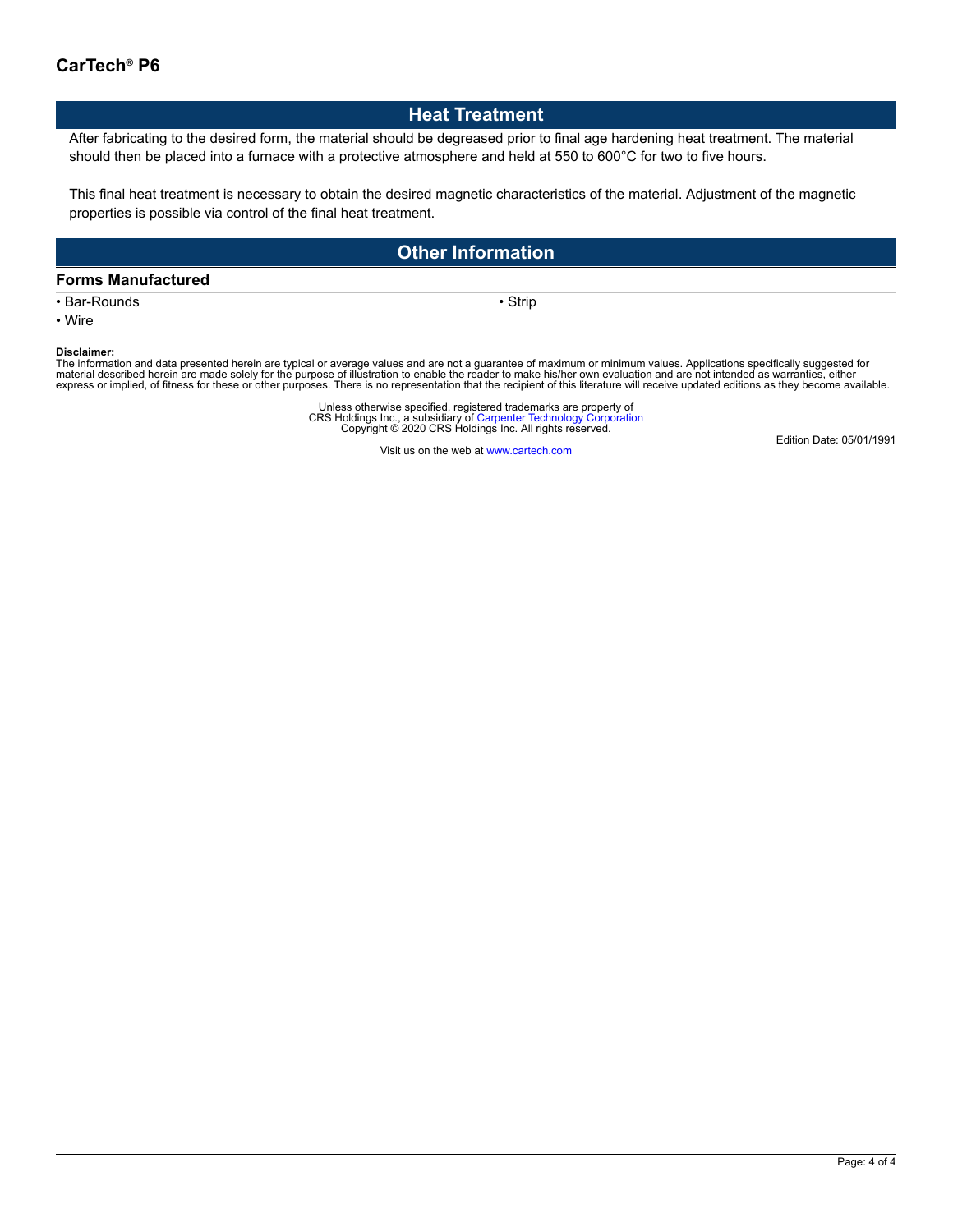## Heat Treatment

After fabricating to the desired form, the material should be degreased prior to final age hardening heat treatment. The material should then be placed into a furnace with a protective atmosphere and held at 550 to 600°C for two to five hours.

This final heat treatment is necessary to obtain the desired magnetic characteristics of the material. Adjustment of the magnetic properties is possible via control of the final heat treatment.

## Other Information

### Forms Manufactured

- Bar-Rounds
- Strip
- Wire

**Disclaimer:**
The information and data presented herein are typical or average values and are not a guarantee of maximum or minimum values. Applications specifically suggested for material described herein are made solely for the purpose of illustration to enable the reader to make his/her own evaluation and are not intended as warranties, either express or implied, of fitness for these or other purposes. There is no representation that the recipient of this literature will receive updated editions as they become available.

Unless otherwise specified, registered trademarks are property of
CRS Holdings Inc., a subsidiary of Carpenter Technology Corporation
Copyright © 2020 CRS Holdings Inc. All rights reserved.

Edition Date: 05/01/1991

Visit us on the web at www.cartech.com